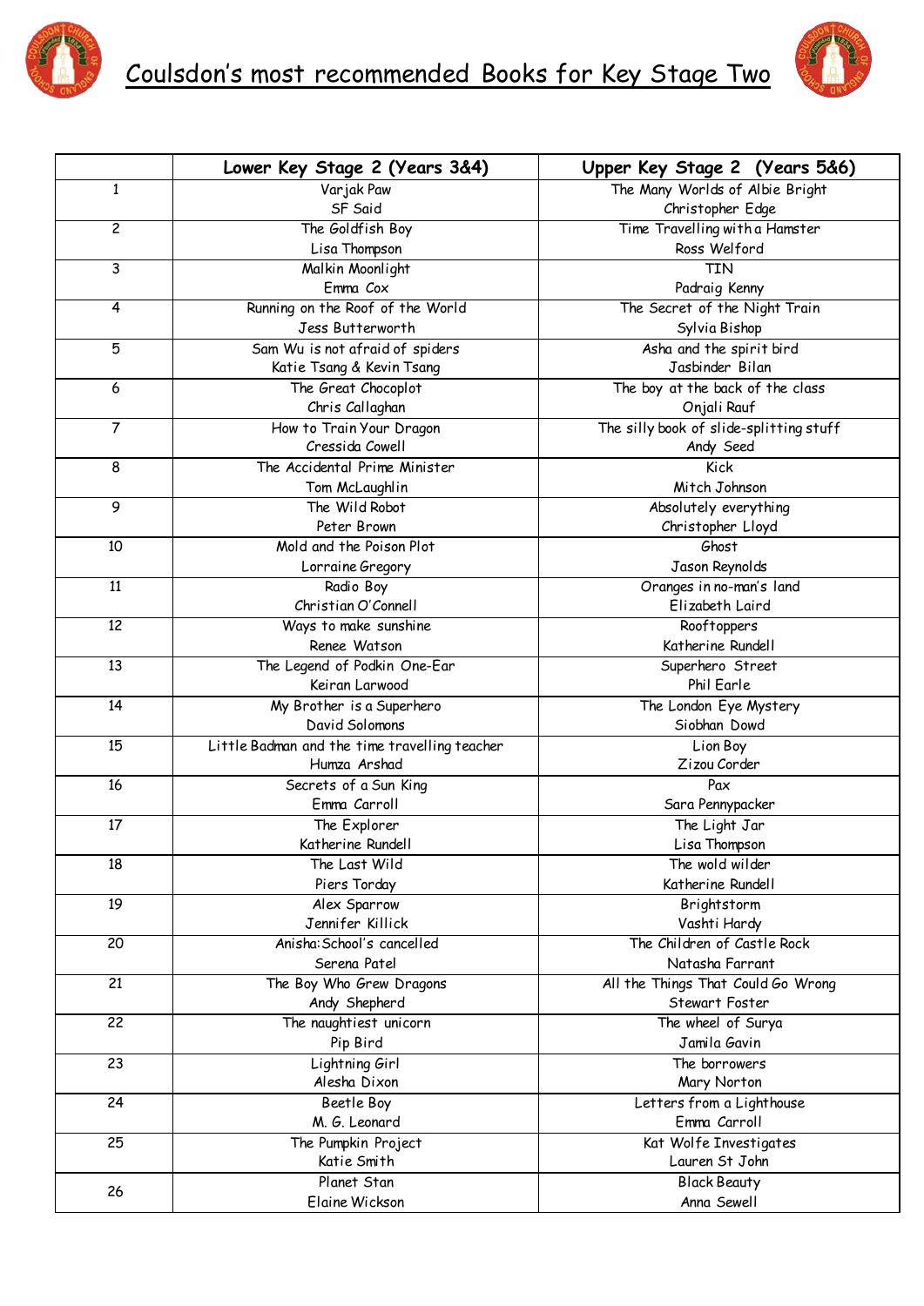# Coulsdon's most recommended Books for Key Stage Two

| | Lower Key Stage 2 (Years 3&4) | Upper Key Stage 2 (Years 5&6) |
|---|---|---|
| 1 | Varjak Paw<br>SF Said | The Many Worlds of Albie Bright<br>Christopher Edge |
| 2 | The Goldfish Boy<br>Lisa Thompson | Time Travelling with a Hamster<br>Ross Welford |
| 3 | Malkin Moonlight<br>Emma Cox | TIN<br>Padraig Kenny |
| 4 | Running on the Roof of the World<br>Jess Butterworth | The Secret of the Night Train<br>Sylvia Bishop |
| 5 | Sam Wu is not afraid of spiders<br>Katie Tsang & Kevin Tsang | Asha and the spirit bird<br>Jasbinder Bilan |
| 6 | The Great Chocoplot<br>Chris Callaghan | The boy at the back of the class<br>Onjali Rauf |
| 7 | How to Train Your Dragon<br>Cressida Cowell | The silly book of slide-splitting stuff<br>Andy Seed |
| 8 | The Accidental Prime Minister<br>Tom McLaughlin | Kick<br>Mitch Johnson |
| 9 | The Wild Robot<br>Peter Brown | Absolutely everything<br>Christopher Lloyd |
| 10 | Mold and the Poison Plot<br>Lorraine Gregory | Ghost<br>Jason Reynolds |
| 11 | Radio Boy<br>Christian O'Connell | Oranges in no-man's land<br>Elizabeth Laird |
| 12 | Ways to make sunshine<br>Renee Watson | Rooftoppers<br>Katherine Rundell |
| 13 | The Legend of Podkin One-Ear<br>Keiran Larwood | Superhero Street<br>Phil Earle |
| 14 | My Brother is a Superhero<br>David Solomons | The London Eye Mystery<br>Siobhan Dowd |
| 15 | Little Badman and the time travelling teacher<br>Humza Arshad | Lion Boy<br>Zizou Corder |
| 16 | Secrets of a Sun King<br>Emma Carroll | Pax<br>Sara Pennypacker |
| 17 | The Explorer<br>Katherine Rundell | The Light Jar<br>Lisa Thompson |
| 18 | The Last Wild<br>Piers Torday | The wold wilder<br>Katherine Rundell |
| 19 | Alex Sparrow<br>Jennifer Killick | Brightstorm<br>Vashti Hardy |
| 20 | Anisha: School's cancelled<br>Serena Patel | The Children of Castle Rock<br>Natasha Farrant |
| 21 | The Boy Who Grew Dragons<br>Andy Shepherd | All the Things That Could Go Wrong<br>Stewart Foster |
| 22 | The naughtiest unicorn<br>Pip Bird | The wheel of Surya<br>Jamila Gavin |
| 23 | Lightning Girl<br>Alesha Dixon | The borrowers<br>Mary Norton |
| 24 | Beetle Boy<br>M. G. Leonard | Letters from a Lighthouse<br>Emma Carroll |
| 25 | The Pumpkin Project<br>Katie Smith | Kat Wolfe Investigates<br>Lauren St John |
| 26 | Planet Stan<br>Elaine Wickson | Black Beauty<br>Anna Sewell |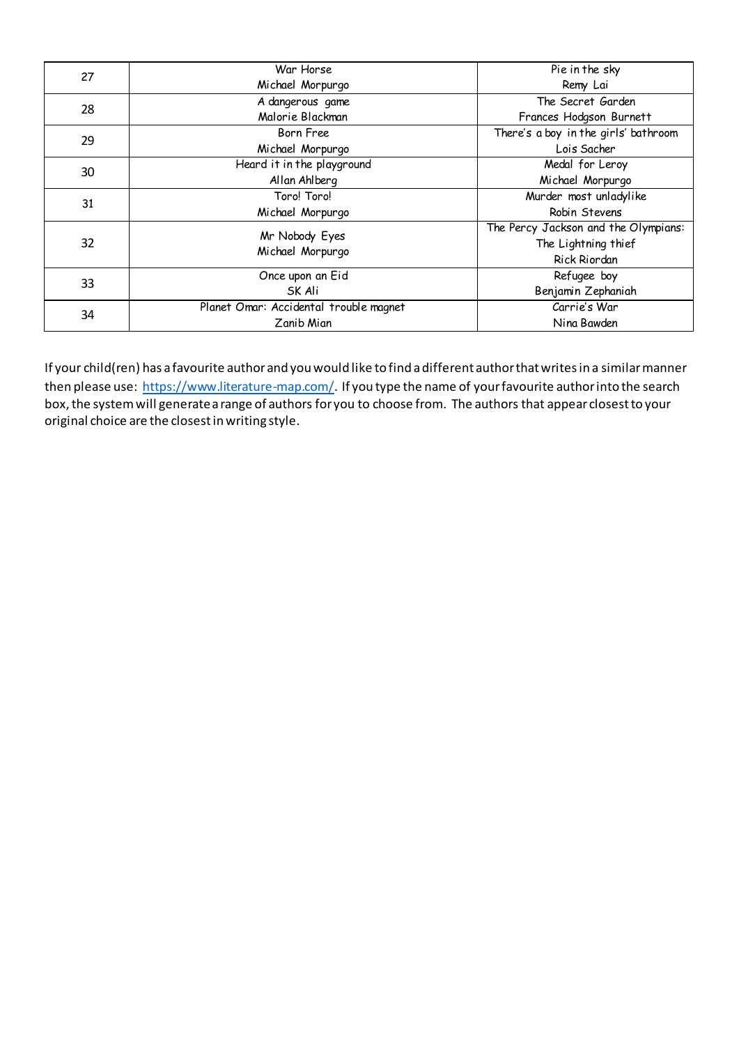| | | |
|---|---|---|
| 27 | War Horse<br>Michael Morpurgo | Pie in the sky<br>Remy Lai |
| 28 | A dangerous game<br>Malorie Blackman | The Secret Garden<br>Frances Hodgson Burnett |
| 29 | Born Free<br>Michael Morpurgo | There's a boy in the girls' bathroom<br>Lois Sacher |
| 30 | Heard it in the playground<br>Allan Ahlberg | Medal for Leroy<br>Michael Morpurgo |
| 31 | Toro! Toro!<br>Michael Morpurgo | Murder most unladylike<br>Robin Stevens |
| 32 | Mr Nobody Eyes<br>Michael Morpurgo | The Percy Jackson and the Olympians:<br>The Lightning thief<br>Rick Riordan |
| 33 | Once upon an Eid<br>SK Ali | Refugee boy<br>Benjamin Zephaniah |
| 34 | Planet Omar: Accidental trouble magnet<br>Zanib Mian | Carrie's War<br>Nina Bawden |

If your child(ren) has a favourite author and you would like to find a different author that writes in a similar manner then please use: https://www.literature-map.com/. If you type the name of your favourite author into the search box, the system will generate a range of authors for you to choose from. The authors that appear closest to your original choice are the closest in writing style.